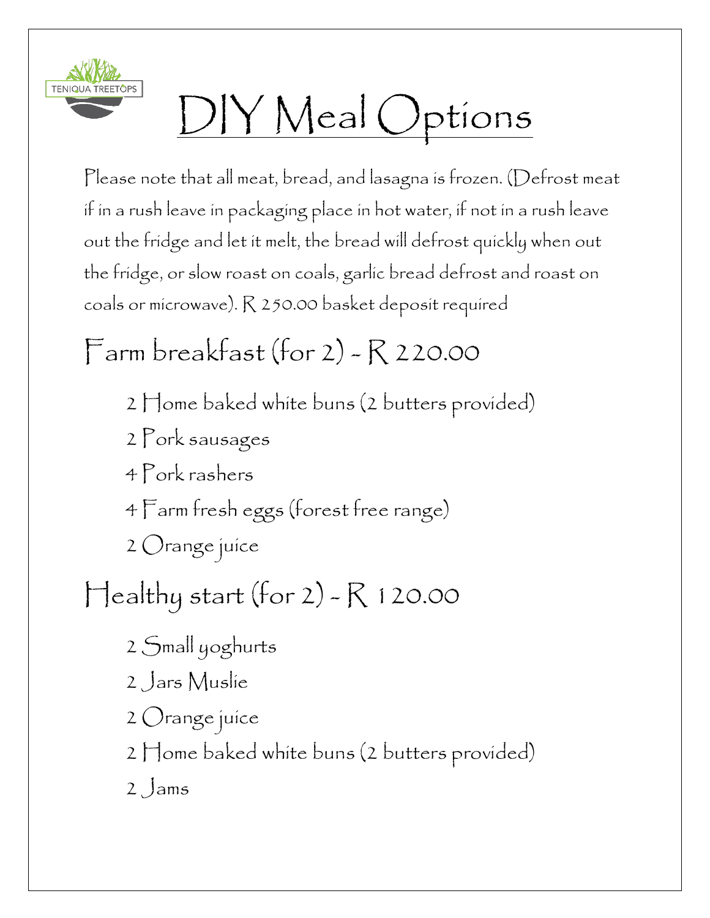TENIQUA TREETOPS

# DIY Meal Options

Please note that all meat, bread, and lasagna is frozen. (Defrost meat if in a rush leave in packaging place in hot water, if not in a rush leave out the fridge and let it melt, the bread will defrost quickly when out the fridge, or slow roast on coals, garlic bread defrost and roast on coals or microwave). R 250.00 basket deposit required

## Farm breakfast (for 2) - R 220.00

- 2 Home baked white buns (2 butters provided)
- 2 Pork sausages
- 4 Pork rashers
- 4 Farm fresh eggs (forest free range)
- 2 Orange juice

## Healthy start (for 2) - R 120.00

- 2 Small yoghurts
- 2 Jars Muslie
- 2 Orange juice
- 2 Home baked white buns (2 butters provided)
- 2 Jams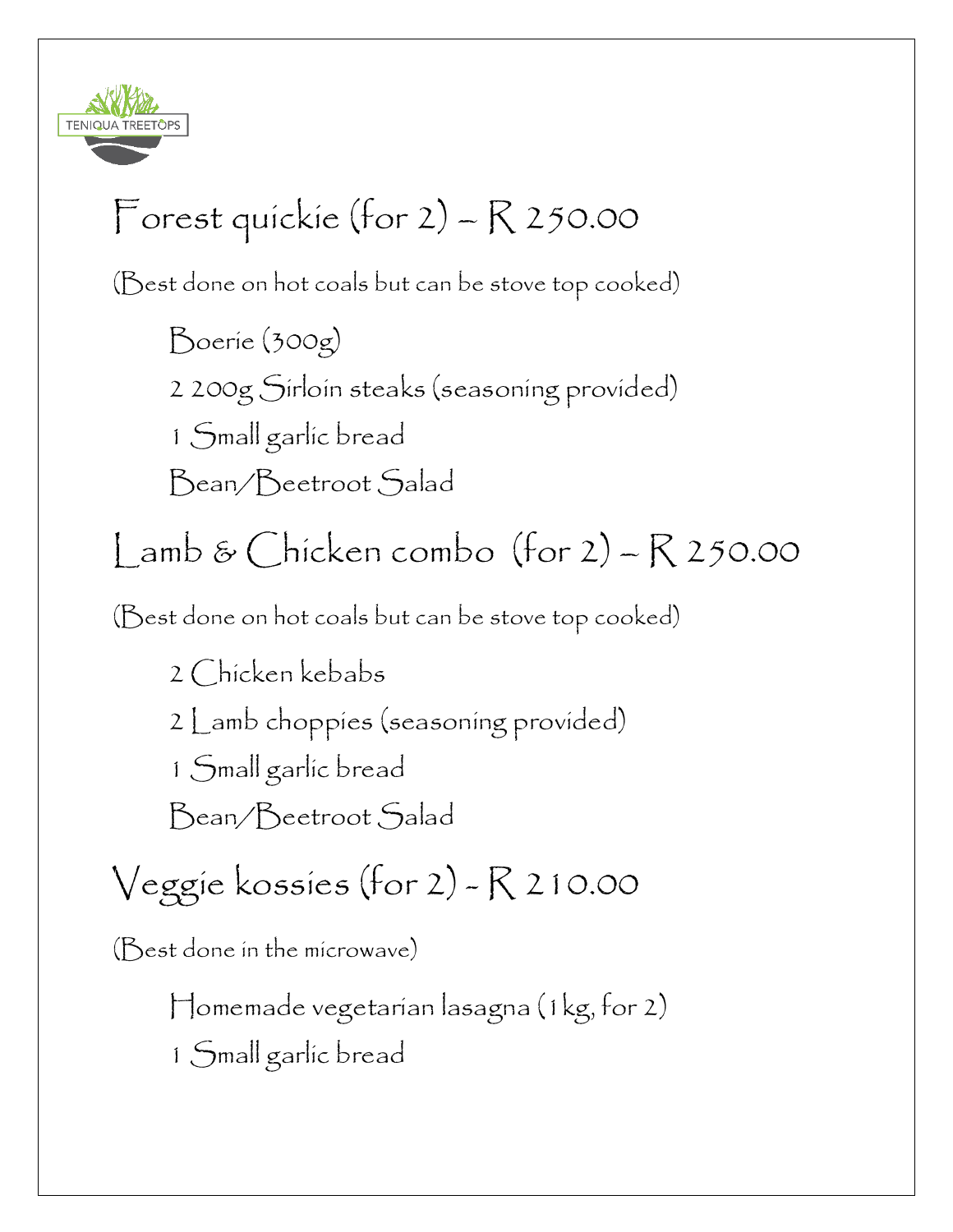TENIQUA TREETOPS

## Forest quickie (for 2) – R 250.00

(Best done on hot coals but can be stove top cooked)

Boerie (300g)

2 200g Sirloin steaks (seasoning provided)

1 Small garlic bread

Bean/Beetroot Salad

## Lamb & Chicken combo (for 2) – R 250.00

(Best done on hot coals but can be stove top cooked)

2 Chicken kebabs

2 Lamb choppies (seasoning provided)

1 Small garlic bread

Bean/Beetroot Salad

## Veggie kossies (for 2) - R 210.00

(Best done in the microwave)

Homemade vegetarian lasagna (1kg, for 2)

1 Small garlic bread